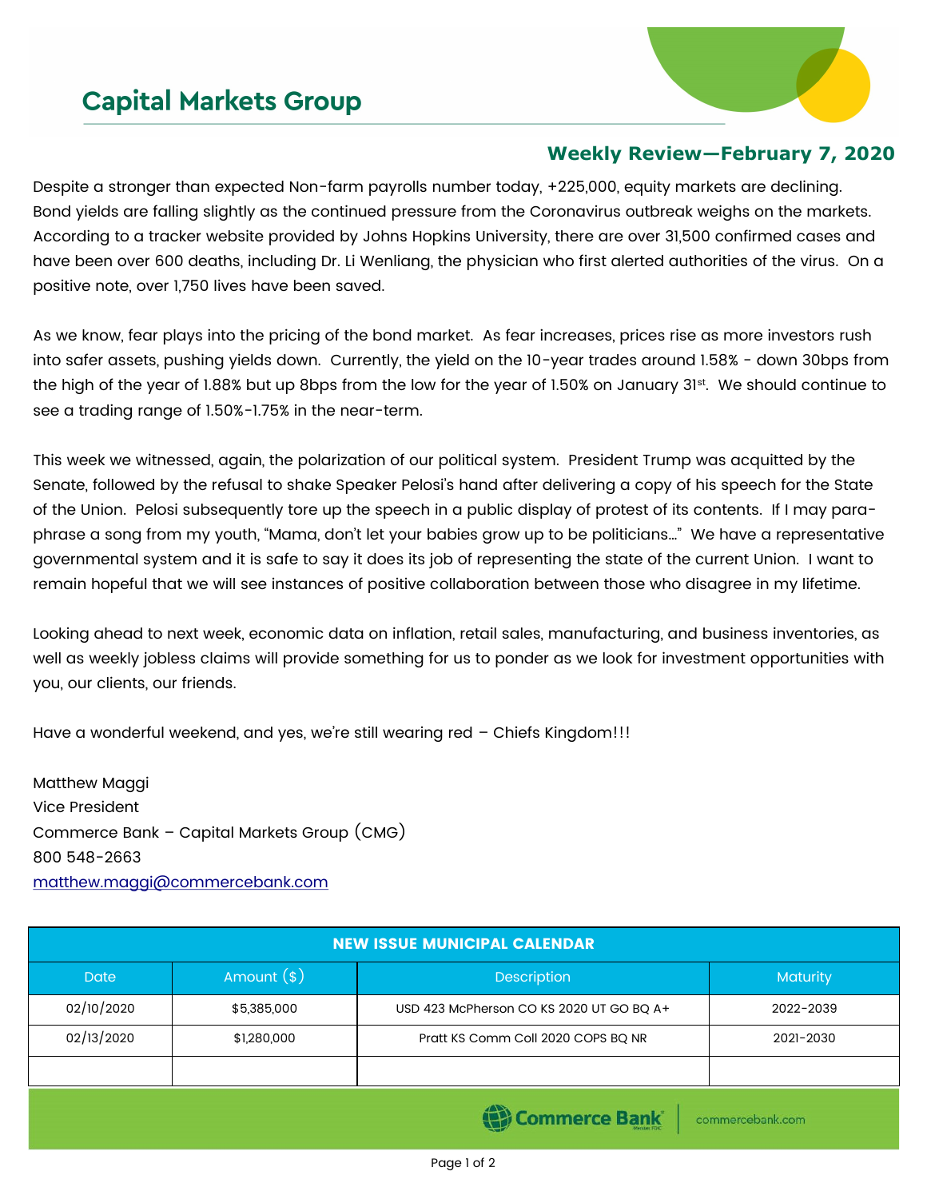# Capital Markets Group

## Weekly Review—February 7, 2020

Despite a stronger than expected Non-farm payrolls number today, +225,000, equity markets are declining. Bond yields are falling slightly as the continued pressure from the Coronavirus outbreak weighs on the markets. According to a tracker website provided by Johns Hopkins University, there are over 31,500 confirmed cases and have been over 600 deaths, including Dr. Li Wenliang, the physician who first alerted authorities of the virus. On a positive note, over 1,750 lives have been saved.

As we know, fear plays into the pricing of the bond market. As fear increases, prices rise as more investors rush into safer assets, pushing yields down. Currently, the yield on the 10-year trades around 1.58% - down 30bps from the high of the year of 1.88% but up 8bps from the low for the year of 1.50% on January 31st. We should continue to see a trading range of 1.50%-1.75% in the near-term.

This week we witnessed, again, the polarization of our political system. President Trump was acquitted by the Senate, followed by the refusal to shake Speaker Pelosi's hand after delivering a copy of his speech for the State of the Union. Pelosi subsequently tore up the speech in a public display of protest of its contents. If I may para-phrase a song from my youth, "Mama, don't let your babies grow up to be politicians…" We have a representative governmental system and it is safe to say it does its job of representing the state of the current Union. I want to remain hopeful that we will see instances of positive collaboration between those who disagree in my lifetime.

Looking ahead to next week, economic data on inflation, retail sales, manufacturing, and business inventories, as well as weekly jobless claims will provide something for us to ponder as we look for investment opportunities with you, our clients, our friends.

Have a wonderful weekend, and yes, we're still wearing red – Chiefs Kingdom!!!

Matthew Maggi
Vice President
Commerce Bank – Capital Markets Group (CMG)
800 548-2663
matthew.maggi@commercebank.com

| NEW ISSUE MUNICIPAL CALENDAR | | | |
|---|---|---|---|
| Date | Amount ($) | Description | Maturity |
| 02/10/2020 | $5,385,000 | USD 423 McPherson CO KS 2020 UT GO BQ A+ | 2022-2039 |
| 02/13/2020 | $1,280,000 | Pratt KS Comm Coll 2020 COPS BQ NR | 2021-2030 |
| | | | |

Commerce Bank | commercebank.com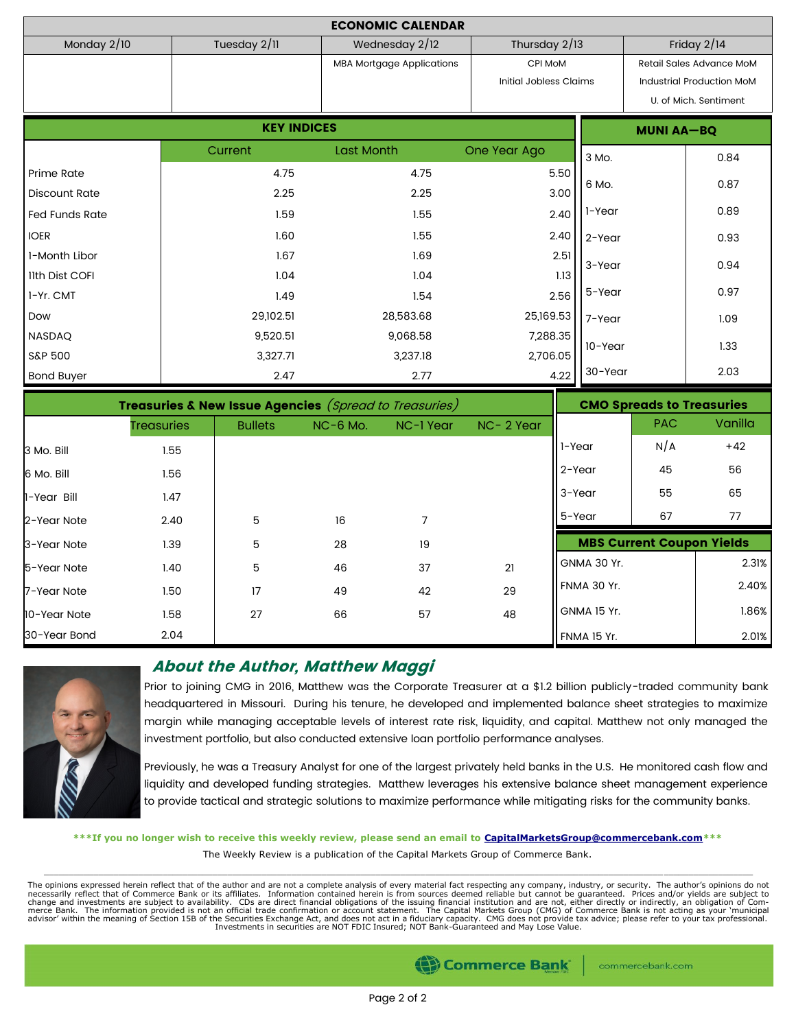## ECONOMIC CALENDAR

| Monday 2/10 | Tuesday 2/11 | Wednesday 2/12 | Thursday 2/13 | Friday 2/14 |
|---|---|---|---|---|
| | | MBA Mortgage Applications | CPI MoM | Retail Sales Advance MoM |
| | | | Initial Jobless Claims | Industrial Production MoM |
| | | | | U. of Mich. Sentiment |

## KEY INDICES

| | Current | Last Month | One Year Ago |
|---|---|---|---|
| Prime Rate | 4.75 | 4.75 | 5.50 |
| Discount Rate | 2.25 | 2.25 | 3.00 |
| Fed Funds Rate | 1.59 | 1.55 | 2.40 |
| IOER | 1.60 | 1.55 | 2.40 |
| 1-Month Libor | 1.67 | 1.69 | 2.51 |
| 11th Dist COFI | 1.04 | 1.04 | 1.13 |
| 1-Yr. CMT | 1.49 | 1.54 | 2.56 |
| Dow | 29,102.51 | 28,583.68 | 25,169.53 |
| NASDAQ | 9,520.51 | 9,068.58 | 7,288.35 |
| S&P 500 | 3,327.71 | 3,237.18 | 2,706.05 |
| Bond Buyer | 2.47 | 2.77 | 4.22 |

## MUNI AA—BQ

| | |
|---|---|
| 3 Mo. | 0.84 |
| 6 Mo. | 0.87 |
| 1-Year | 0.89 |
| 2-Year | 0.93 |
| 3-Year | 0.94 |
| 5-Year | 0.97 |
| 7-Year | 1.09 |
| 10-Year | 1.33 |
| 30-Year | 2.03 |

## Treasuries & New Issue Agencies *(Spread to Treasuries)*

| | Treasuries | Bullets | NC-6 Mo. | NC-1 Year | NC- 2 Year |
|---|---|---|---|---|---|
| 3 Mo. Bill | 1.55 | | | | |
| 6 Mo. Bill | 1.56 | | | | |
| 1-Year Bill | 1.47 | | | | |
| 2-Year Note | 2.40 | 5 | 16 | 7 | |
| 3-Year Note | 1.39 | 5 | 28 | 19 | |
| 5-Year Note | 1.40 | 5 | 46 | 37 | 21 |
| 7-Year Note | 1.50 | 17 | 49 | 42 | 29 |
| 10-Year Note | 1.58 | 27 | 66 | 57 | 48 |
| 30-Year Bond | 2.04 | | | | |

## CMO Spreads to Treasuries

| | PAC | Vanilla |
|---|---|---|
| 1-Year | N/A | +42 |
| 2-Year | 45 | 56 |
| 3-Year | 55 | 65 |
| 5-Year | 67 | 77 |

## MBS Current Coupon Yields

| | |
|---|---|
| GNMA 30 Yr. | 2.31% |
| FNMA 30 Yr. | 2.40% |
| GNMA 15 Yr. | 1.86% |
| FNMA 15 Yr. | 2.01% |

## *About the Author, Matthew Maggi*

Prior to joining CMG in 2016, Matthew was the Corporate Treasurer at a $1.2 billion publicly-traded community bank headquartered in Missouri. During his tenure, he developed and implemented balance sheet strategies to maximize margin while managing acceptable levels of interest rate risk, liquidity, and capital. Matthew not only managed the investment portfolio, but also conducted extensive loan portfolio performance analyses.

Previously, he was a Treasury Analyst for one of the largest privately held banks in the U.S. He monitored cash flow and liquidity and developed funding strategies. Matthew leverages his extensive balance sheet management experience to provide tactical and strategic solutions to maximize performance while mitigating risks for the community banks.

**\*\*\*If you no longer wish to receive this weekly review, please send an email to CapitalMarketsGroup@commercebank.com\*\*\***

The Weekly Review is a publication of the Capital Markets Group of Commerce Bank.

The opinions expressed herein reflect that of the author and are not a complete analysis of every material fact respecting any company, industry, or security. The author's opinions do not necessarily reflect that of Commerce Bank or its affiliates. Information contained herein is from sources deemed reliable but cannot be guaranteed. Prices and/or yields are subject to change and investments are subject to availability. CDs are direct financial obligations of the issuing financial institution and are not, either directly or indirectly, an obligation of Commerce Bank. The information provided is not an official trade confirmation or account statement. The Capital Markets Group (CMG) of Commerce Bank is not acting as your 'municipal advisor' within the meaning of Section 15B of the Securities Exchange Act, and does not act in a fiduciary capacity. CMG does not provide tax advice; please refer to your tax professional. Investments in securities are NOT FDIC Insured; NOT Bank-Guaranteed and May Lose Value.

Commerce Bank | commercebank.com